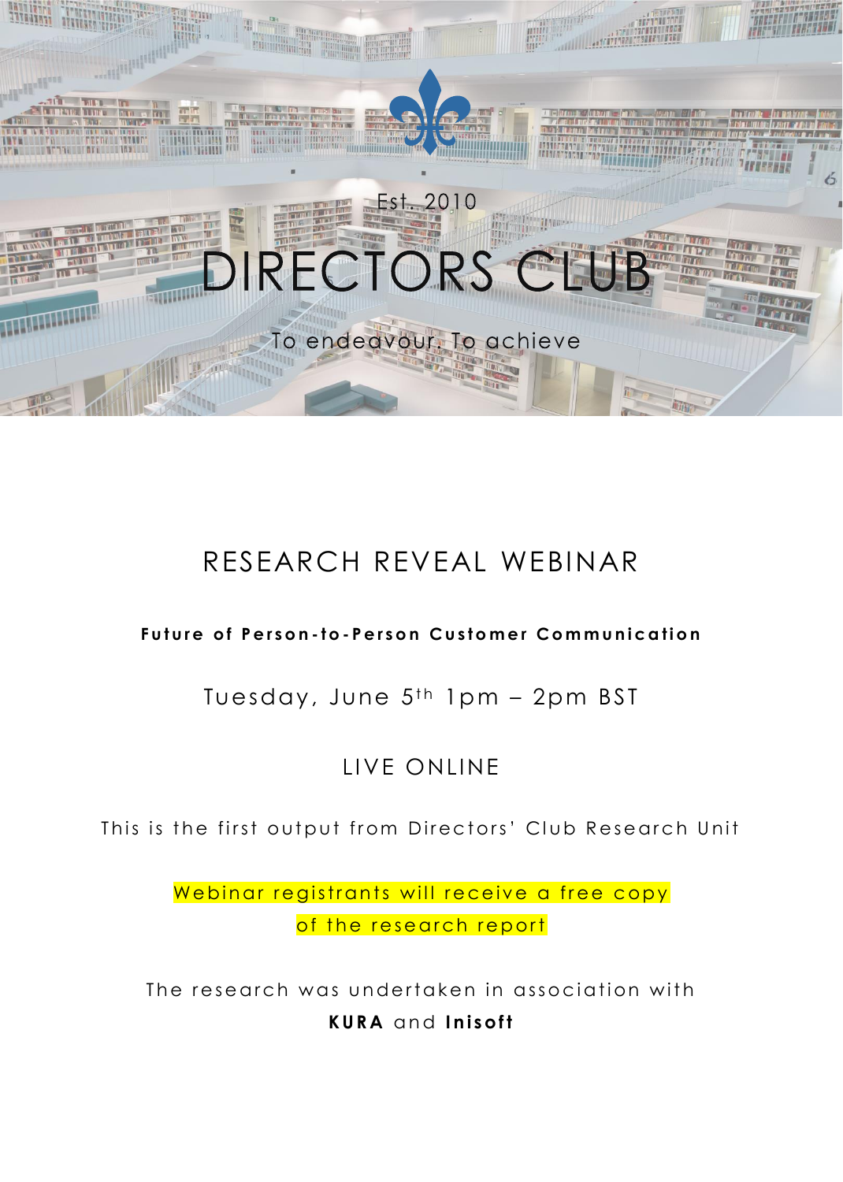Est. 2010

# DIRECTORS CLUB

To endeavour. To achieve

## RESEARCH REVEAL WEBINAR

**Future of Person-to-Person Customer Communication**

Tuesday, June 5th 1pm – 2pm BST

LIVE ONLINE

This is the first output from Directors' Club Research Unit

Webinar registrants will receive a free copy of the research report

The research was undertaken in association with **KURA** and **Inisoft**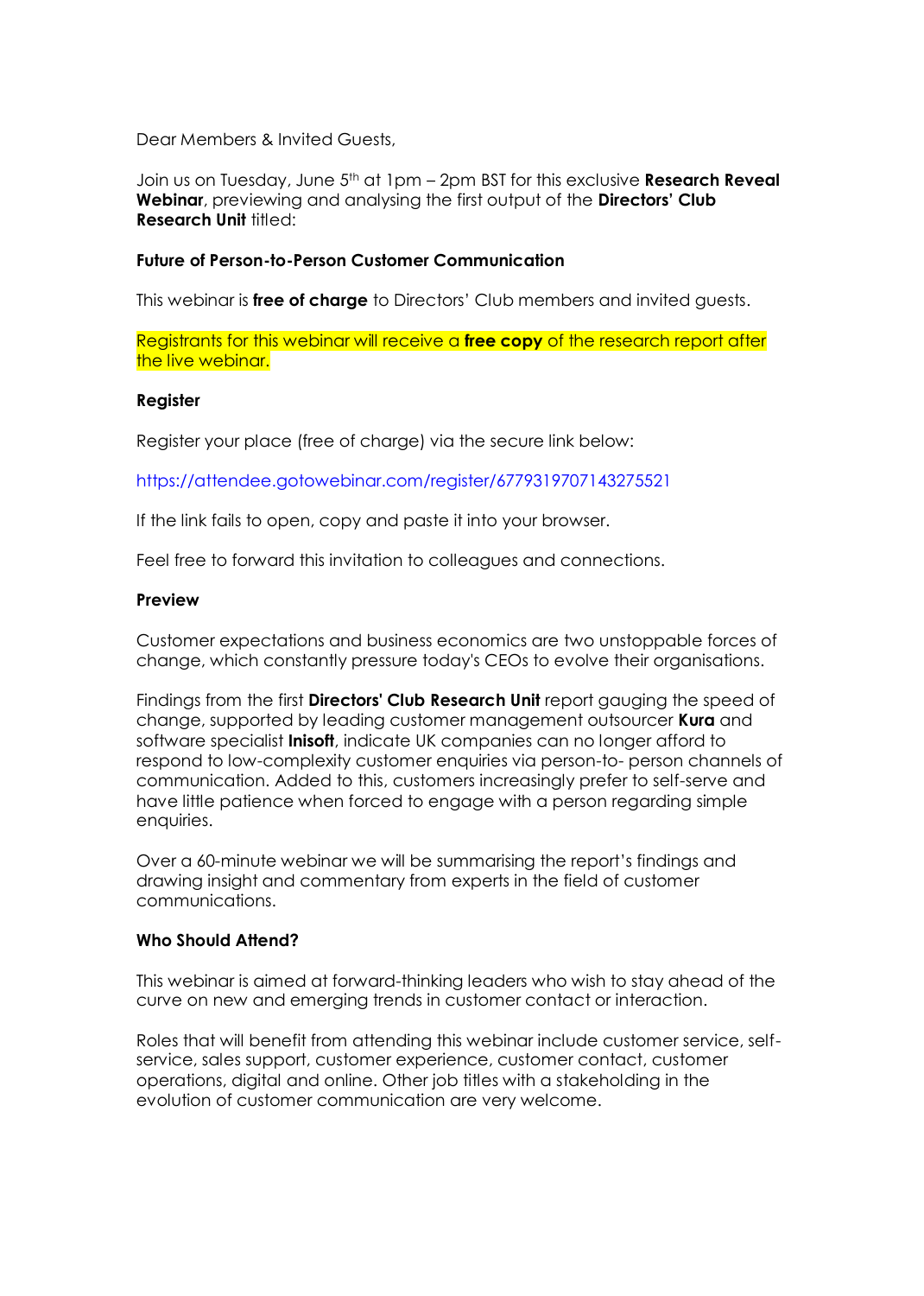Dear Members & Invited Guests,

Join us on Tuesday, June 5th at 1pm – 2pm BST for this exclusive **Research Reveal Webinar**, previewing and analysing the first output of the **Directors' Club Research Unit** titled:

**Future of Person-to-Person Customer Communication**

This webinar is **free of charge** to Directors' Club members and invited guests.

Registrants for this webinar will receive a **free copy** of the research report after the live webinar.

**Register**

Register your place (free of charge) via the secure link below:

https://attendee.gotowebinar.com/register/6779319707143275521

If the link fails to open, copy and paste it into your browser.

Feel free to forward this invitation to colleagues and connections.

**Preview**

Customer expectations and business economics are two unstoppable forces of change, which constantly pressure today's CEOs to evolve their organisations.

Findings from the first **Directors' Club Research Unit** report gauging the speed of change, supported by leading customer management outsourcer **Kura** and software specialist **Inisoft**, indicate UK companies can no longer afford to respond to low-complexity customer enquiries via person-to- person channels of communication. Added to this, customers increasingly prefer to self-serve and have little patience when forced to engage with a person regarding simple enquiries.

Over a 60-minute webinar we will be summarising the report's findings and drawing insight and commentary from experts in the field of customer communications.

**Who Should Attend?**

This webinar is aimed at forward-thinking leaders who wish to stay ahead of the curve on new and emerging trends in customer contact or interaction.

Roles that will benefit from attending this webinar include customer service, self-service, sales support, customer experience, customer contact, customer operations, digital and online. Other job titles with a stakeholding in the evolution of customer communication are very welcome.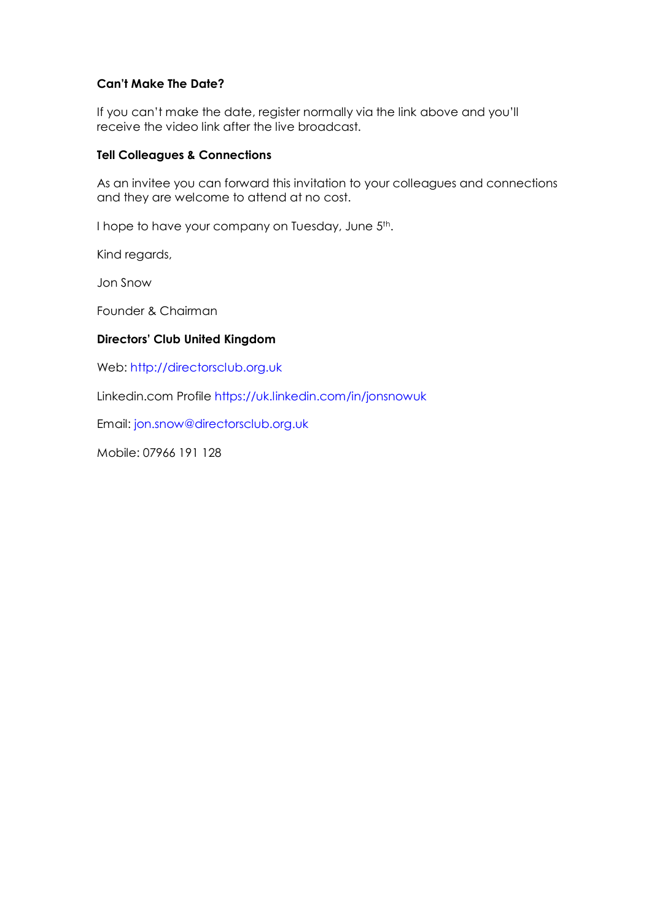**Can't Make The Date?**

If you can't make the date, register normally via the link above and you'll receive the video link after the live broadcast.

**Tell Colleagues & Connections**

As an invitee you can forward this invitation to your colleagues and connections and they are welcome to attend at no cost.

I hope to have your company on Tuesday, June 5th.

Kind regards,

Jon Snow

Founder & Chairman

**Directors' Club United Kingdom**

Web: http://directorsclub.org.uk

Linkedin.com Profile https://uk.linkedin.com/in/jonsnowuk

Email: jon.snow@directorsclub.org.uk

Mobile: 07966 191 128